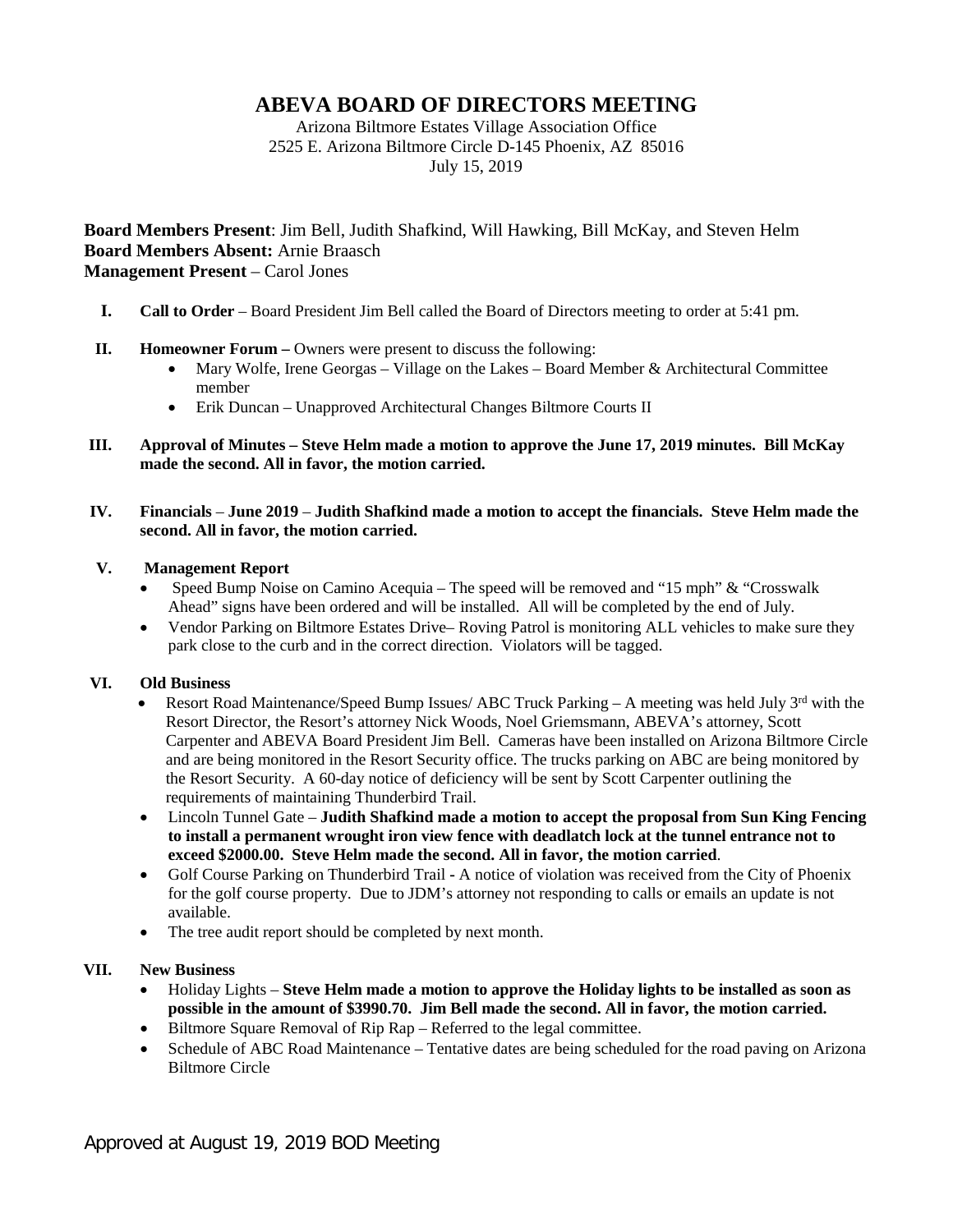# ABEVA BOARD OF DIRECTORS MEETING

Arizona Biltmore Estates Village Association Office
2525 E. Arizona Biltmore Circle D-145 Phoenix, AZ 85016
July 15, 2019

**Board Members Present**: Jim Bell, Judith Shafkind, Will Hawking, Bill McKay, and Steven Helm
**Board Members Absent:** Arnie Braasch
**Management Present** – Carol Jones

**I. Call to Order** – Board President Jim Bell called the Board of Directors meeting to order at 5:41 pm.

**II. Homeowner Forum –** Owners were present to discuss the following:

- Mary Wolfe, Irene Georgas – Village on the Lakes – Board Member & Architectural Committee member
- Erik Duncan – Unapproved Architectural Changes Biltmore Courts II

**III. Approval of Minutes – Steve Helm made a motion to approve the June 17, 2019 minutes. Bill McKay made the second. All in favor, the motion carried.**

**IV. Financials – June 2019 – Judith Shafkind made a motion to accept the financials. Steve Helm made the second. All in favor, the motion carried.**

**V. Management Report**

- Speed Bump Noise on Camino Acequia – The speed will be removed and "15 mph" & "Crosswalk Ahead" signs have been ordered and will be installed. All will be completed by the end of July.
- Vendor Parking on Biltmore Estates Drive– Roving Patrol is monitoring ALL vehicles to make sure they park close to the curb and in the correct direction. Violators will be tagged.

**VI. Old Business**

- Resort Road Maintenance/Speed Bump Issues/ ABC Truck Parking – A meeting was held July 3rd with the Resort Director, the Resort's attorney Nick Woods, Noel Griemsmann, ABEVA's attorney, Scott Carpenter and ABEVA Board President Jim Bell. Cameras have been installed on Arizona Biltmore Circle and are being monitored in the Resort Security office. The trucks parking on ABC are being monitored by the Resort Security. A 60-day notice of deficiency will be sent by Scott Carpenter outlining the requirements of maintaining Thunderbird Trail.
- Lincoln Tunnel Gate – **Judith Shafkind made a motion to accept the proposal from Sun King Fencing to install a permanent wrought iron view fence with deadlatch lock at the tunnel entrance not to exceed $2000.00. Steve Helm made the second. All in favor, the motion carried**.
- Golf Course Parking on Thunderbird Trail **-** A notice of violation was received from the City of Phoenix for the golf course property. Due to JDM's attorney not responding to calls or emails an update is not available.
- The tree audit report should be completed by next month.

**VII. New Business**

- Holiday Lights – **Steve Helm made a motion to approve the Holiday lights to be installed as soon as possible in the amount of $3990.70. Jim Bell made the second. All in favor, the motion carried.**
- Biltmore Square Removal of Rip Rap – Referred to the legal committee.
- Schedule of ABC Road Maintenance – Tentative dates are being scheduled for the road paving on Arizona Biltmore Circle

Approved at August 19, 2019 BOD Meeting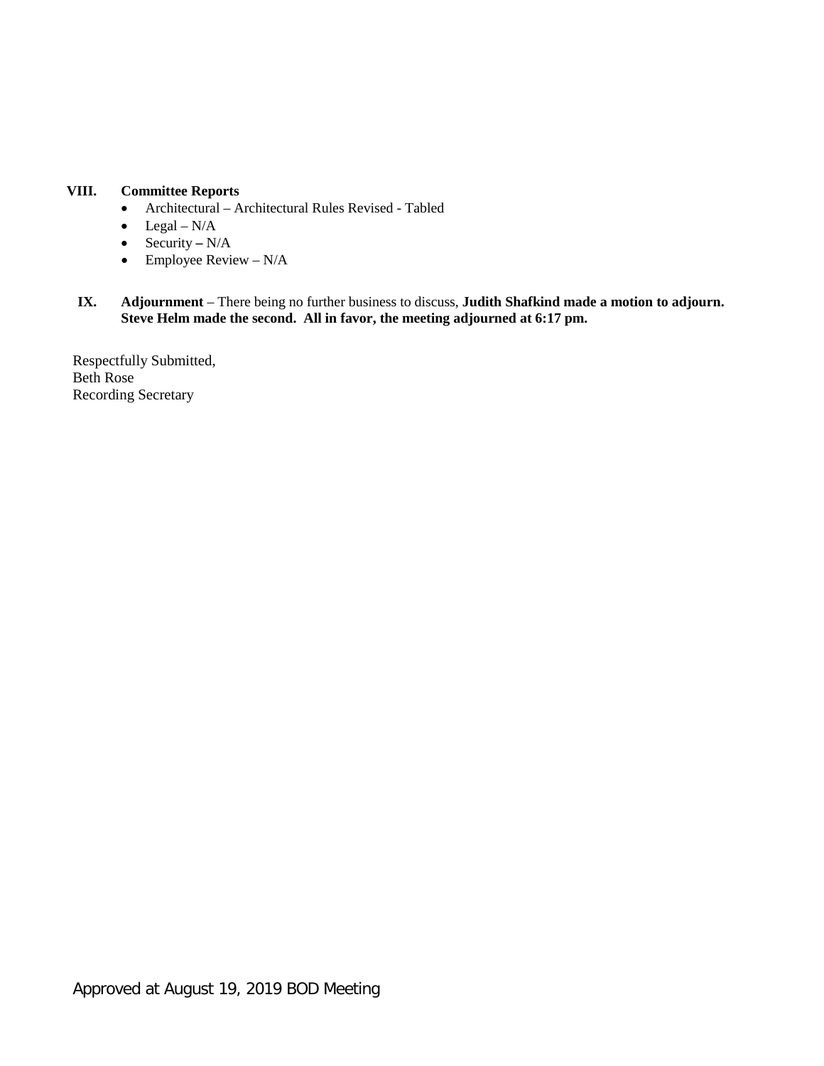**VIII. Committee Reports**

- Architectural – Architectural Rules Revised - Tabled
- Legal – N/A
- Security – N/A
- Employee Review – N/A

**IX. Adjournment** – There being no further business to discuss, **Judith Shafkind made a motion to adjourn. Steve Helm made the second. All in favor, the meeting adjourned at 6:17 pm.**

Respectfully Submitted,
Beth Rose
Recording Secretary

Approved at August 19, 2019 BOD Meeting